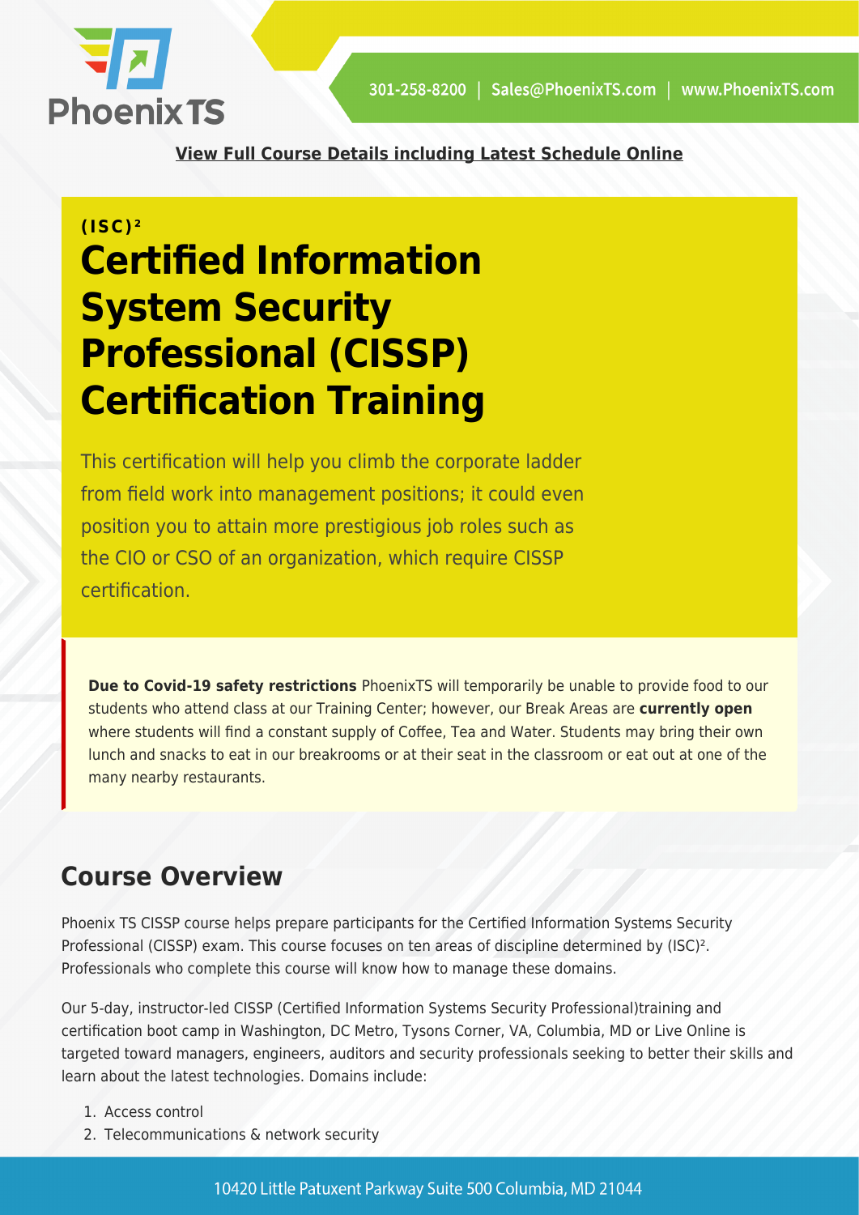**View Full Course Details including Latest Schedule Online**

**(ISC)²**

# Certified Information System Security Professional (CISSP) Certification Training

This certification will help you climb the corporate ladder from field work into management positions; it could even position you to attain more prestigious job roles such as the CIO or CSO of an organization, which require CISSP certification.

**Due to Covid-19 safety restrictions** PhoenixTS will temporarily be unable to provide food to our students who attend class at our Training Center; however, our Break Areas are **currently open** where students will find a constant supply of Coffee, Tea and Water. Students may bring their own lunch and snacks to eat in our breakrooms or at their seat in the classroom or eat out at one of the many nearby restaurants.

## Course Overview

Phoenix TS CISSP course helps prepare participants for the Certified Information Systems Security Professional (CISSP) exam. This course focuses on ten areas of discipline determined by (ISC)². Professionals who complete this course will know how to manage these domains.

Our 5-day, instructor-led CISSP (Certified Information Systems Security Professional)training and certification boot camp in Washington, DC Metro, Tysons Corner, VA, Columbia, MD or Live Online is targeted toward managers, engineers, auditors and security professionals seeking to better their skills and learn about the latest technologies. Domains include:

1. Access control
2. Telecommunications & network security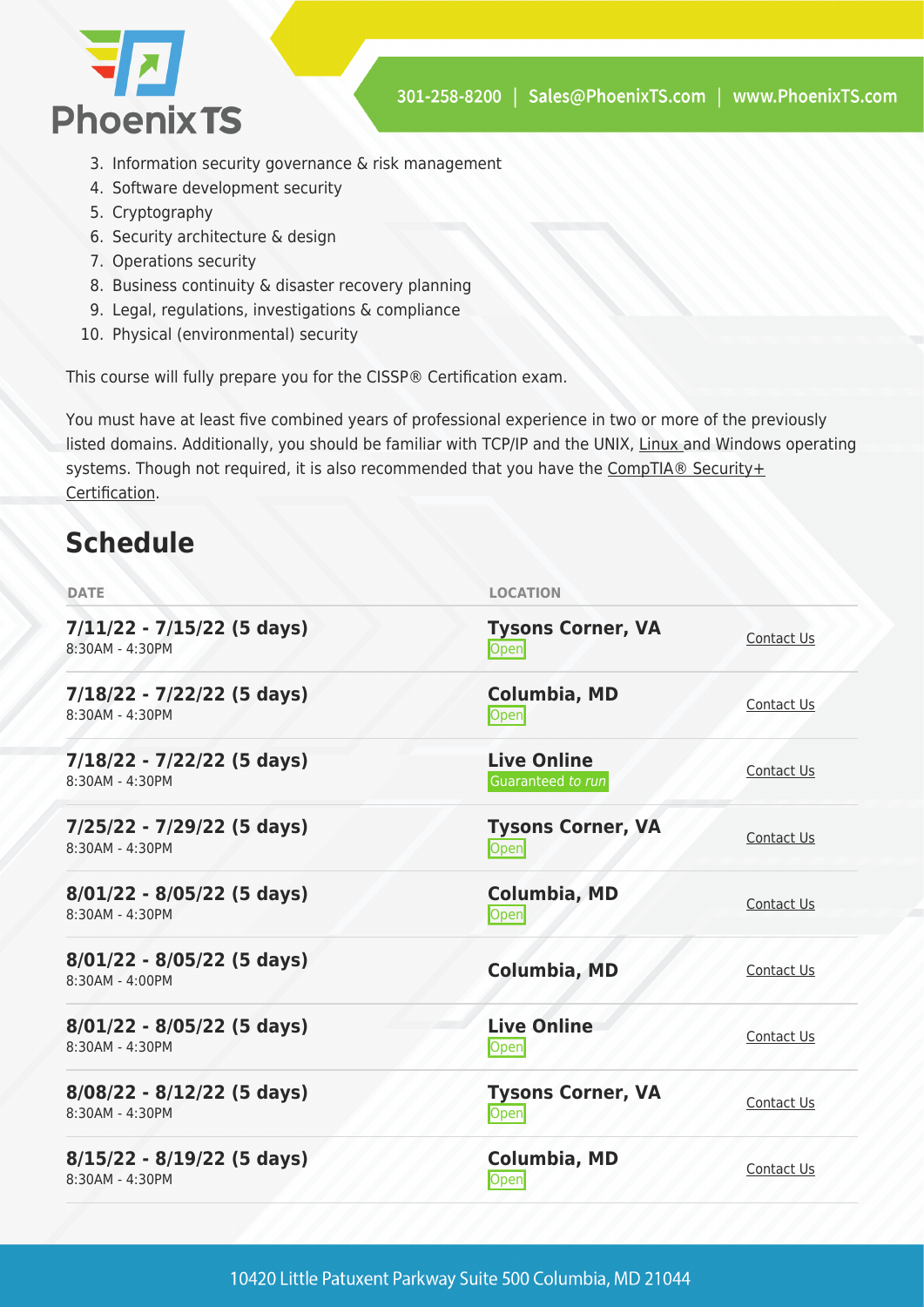3. Information security governance & risk management
4. Software development security
5. Cryptography
6. Security architecture & design
7. Operations security
8. Business continuity & disaster recovery planning
9. Legal, regulations, investigations & compliance
10. Physical (environmental) security

This course will fully prepare you for the CISSP® Certification exam.

You must have at least five combined years of professional experience in two or more of the previously listed domains. Additionally, you should be familiar with TCP/IP and the UNIX, Linux and Windows operating systems. Though not required, it is also recommended that you have the CompTIA® Security+ Certification.

## Schedule

| DATE | LOCATION | |
|---|---|---|
| **7/11/22 - 7/15/22 (5 days)** 8:30AM - 4:30PM | **Tysons Corner, VA** Open | Contact Us |
| **7/18/22 - 7/22/22 (5 days)** 8:30AM - 4:30PM | **Columbia, MD** Open | Contact Us |
| **7/18/22 - 7/22/22 (5 days)** 8:30AM - 4:30PM | **Live Online** Guaranteed *to run* | Contact Us |
| **7/25/22 - 7/29/22 (5 days)** 8:30AM - 4:30PM | **Tysons Corner, VA** Open | Contact Us |
| **8/01/22 - 8/05/22 (5 days)** 8:30AM - 4:30PM | **Columbia, MD** Open | Contact Us |
| **8/01/22 - 8/05/22 (5 days)** 8:30AM - 4:00PM | **Columbia, MD** | Contact Us |
| **8/01/22 - 8/05/22 (5 days)** 8:30AM - 4:30PM | **Live Online** Open | Contact Us |
| **8/08/22 - 8/12/22 (5 days)** 8:30AM - 4:30PM | **Tysons Corner, VA** Open | Contact Us |
| **8/15/22 - 8/19/22 (5 days)** 8:30AM - 4:30PM | **Columbia, MD** Open | Contact Us |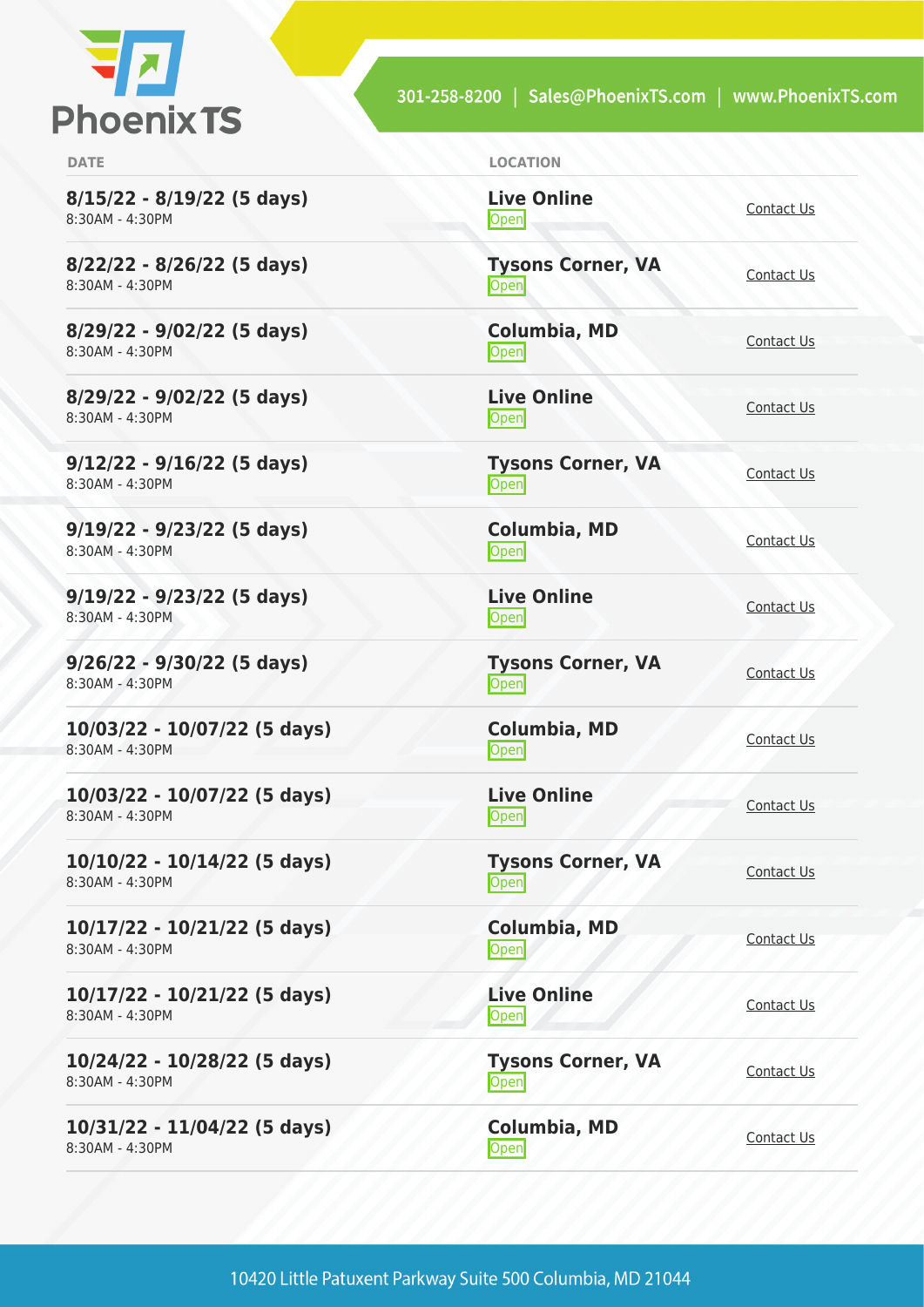| DATE | LOCATION | |
|---|---|---|
| **8/15/22 - 8/19/22 (5 days)**<br>8:30AM - 4:30PM | **Live Online**<br>Open | Contact Us |
| **8/22/22 - 8/26/22 (5 days)**<br>8:30AM - 4:30PM | **Tysons Corner, VA**<br>Open | Contact Us |
| **8/29/22 - 9/02/22 (5 days)**<br>8:30AM - 4:30PM | **Columbia, MD**<br>Open | Contact Us |
| **8/29/22 - 9/02/22 (5 days)**<br>8:30AM - 4:30PM | **Live Online**<br>Open | Contact Us |
| **9/12/22 - 9/16/22 (5 days)**<br>8:30AM - 4:30PM | **Tysons Corner, VA**<br>Open | Contact Us |
| **9/19/22 - 9/23/22 (5 days)**<br>8:30AM - 4:30PM | **Columbia, MD**<br>Open | Contact Us |
| **9/19/22 - 9/23/22 (5 days)**<br>8:30AM - 4:30PM | **Live Online**<br>Open | Contact Us |
| **9/26/22 - 9/30/22 (5 days)**<br>8:30AM - 4:30PM | **Tysons Corner, VA**<br>Open | Contact Us |
| **10/03/22 - 10/07/22 (5 days)**<br>8:30AM - 4:30PM | **Columbia, MD**<br>Open | Contact Us |
| **10/03/22 - 10/07/22 (5 days)**<br>8:30AM - 4:30PM | **Live Online**<br>Open | Contact Us |
| **10/10/22 - 10/14/22 (5 days)**<br>8:30AM - 4:30PM | **Tysons Corner, VA**<br>Open | Contact Us |
| **10/17/22 - 10/21/22 (5 days)**<br>8:30AM - 4:30PM | **Columbia, MD**<br>Open | Contact Us |
| **10/17/22 - 10/21/22 (5 days)**<br>8:30AM - 4:30PM | **Live Online**<br>Open | Contact Us |
| **10/24/22 - 10/28/22 (5 days)**<br>8:30AM - 4:30PM | **Tysons Corner, VA**<br>Open | Contact Us |
| **10/31/22 - 11/04/22 (5 days)**<br>8:30AM - 4:30PM | **Columbia, MD**<br>Open | Contact Us |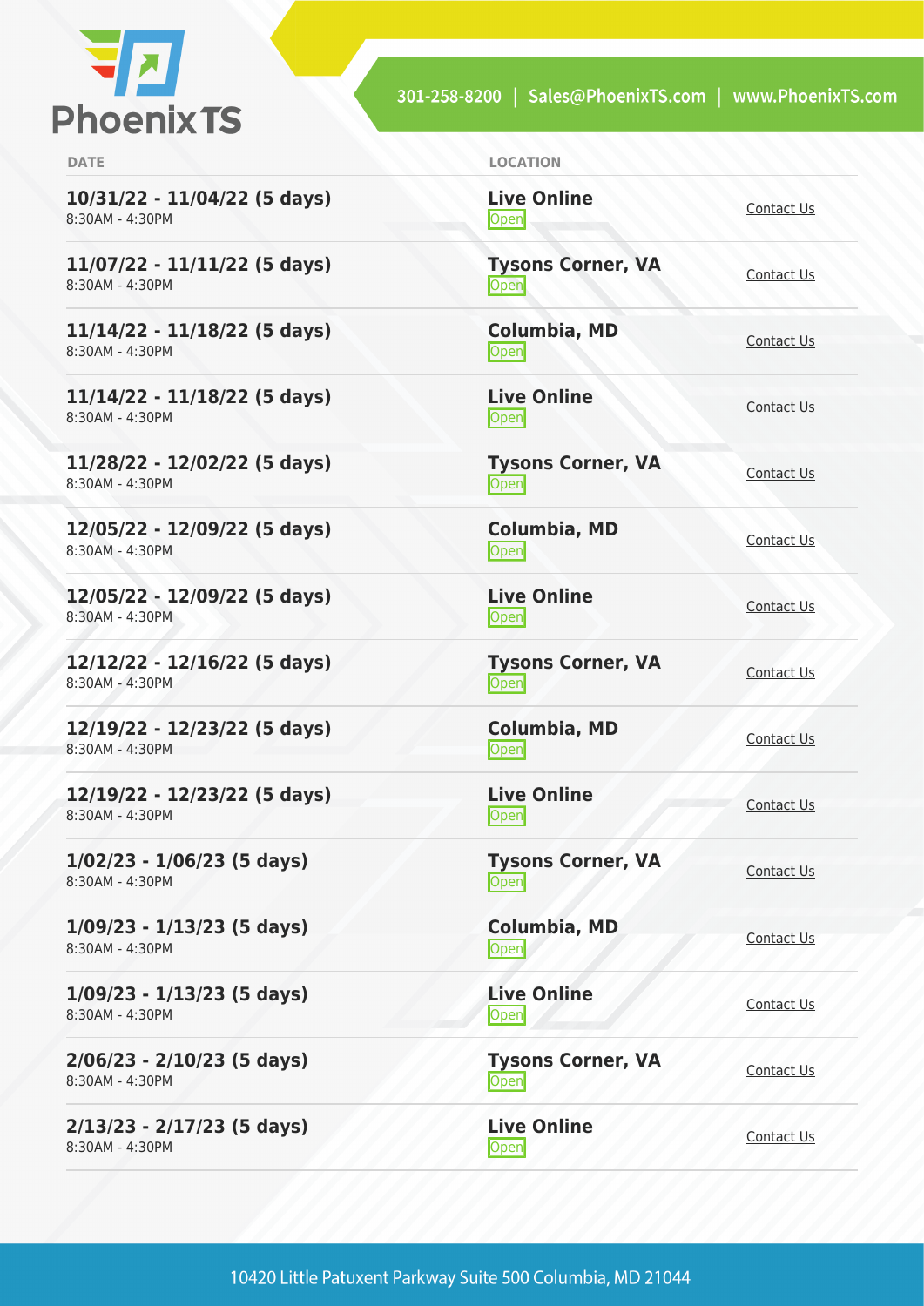| DATE | LOCATION | |
|---|---|---|
| **10/31/22 - 11/04/22 (5 days)**<br>8:30AM - 4:30PM | **Live Online**<br>Open | Contact Us |
| **11/07/22 - 11/11/22 (5 days)**<br>8:30AM - 4:30PM | **Tysons Corner, VA**<br>Open | Contact Us |
| **11/14/22 - 11/18/22 (5 days)**<br>8:30AM - 4:30PM | **Columbia, MD**<br>Open | Contact Us |
| **11/14/22 - 11/18/22 (5 days)**<br>8:30AM - 4:30PM | **Live Online**<br>Open | Contact Us |
| **11/28/22 - 12/02/22 (5 days)**<br>8:30AM - 4:30PM | **Tysons Corner, VA**<br>Open | Contact Us |
| **12/05/22 - 12/09/22 (5 days)**<br>8:30AM - 4:30PM | **Columbia, MD**<br>Open | Contact Us |
| **12/05/22 - 12/09/22 (5 days)**<br>8:30AM - 4:30PM | **Live Online**<br>Open | Contact Us |
| **12/12/22 - 12/16/22 (5 days)**<br>8:30AM - 4:30PM | **Tysons Corner, VA**<br>Open | Contact Us |
| **12/19/22 - 12/23/22 (5 days)**<br>8:30AM - 4:30PM | **Columbia, MD**<br>Open | Contact Us |
| **12/19/22 - 12/23/22 (5 days)**<br>8:30AM - 4:30PM | **Live Online**<br>Open | Contact Us |
| **1/02/23 - 1/06/23 (5 days)**<br>8:30AM - 4:30PM | **Tysons Corner, VA**<br>Open | Contact Us |
| **1/09/23 - 1/13/23 (5 days)**<br>8:30AM - 4:30PM | **Columbia, MD**<br>Open | Contact Us |
| **1/09/23 - 1/13/23 (5 days)**<br>8:30AM - 4:30PM | **Live Online**<br>Open | Contact Us |
| **2/06/23 - 2/10/23 (5 days)**<br>8:30AM - 4:30PM | **Tysons Corner, VA**<br>Open | Contact Us |
| **2/13/23 - 2/17/23 (5 days)**<br>8:30AM - 4:30PM | **Live Online**<br>Open | Contact Us |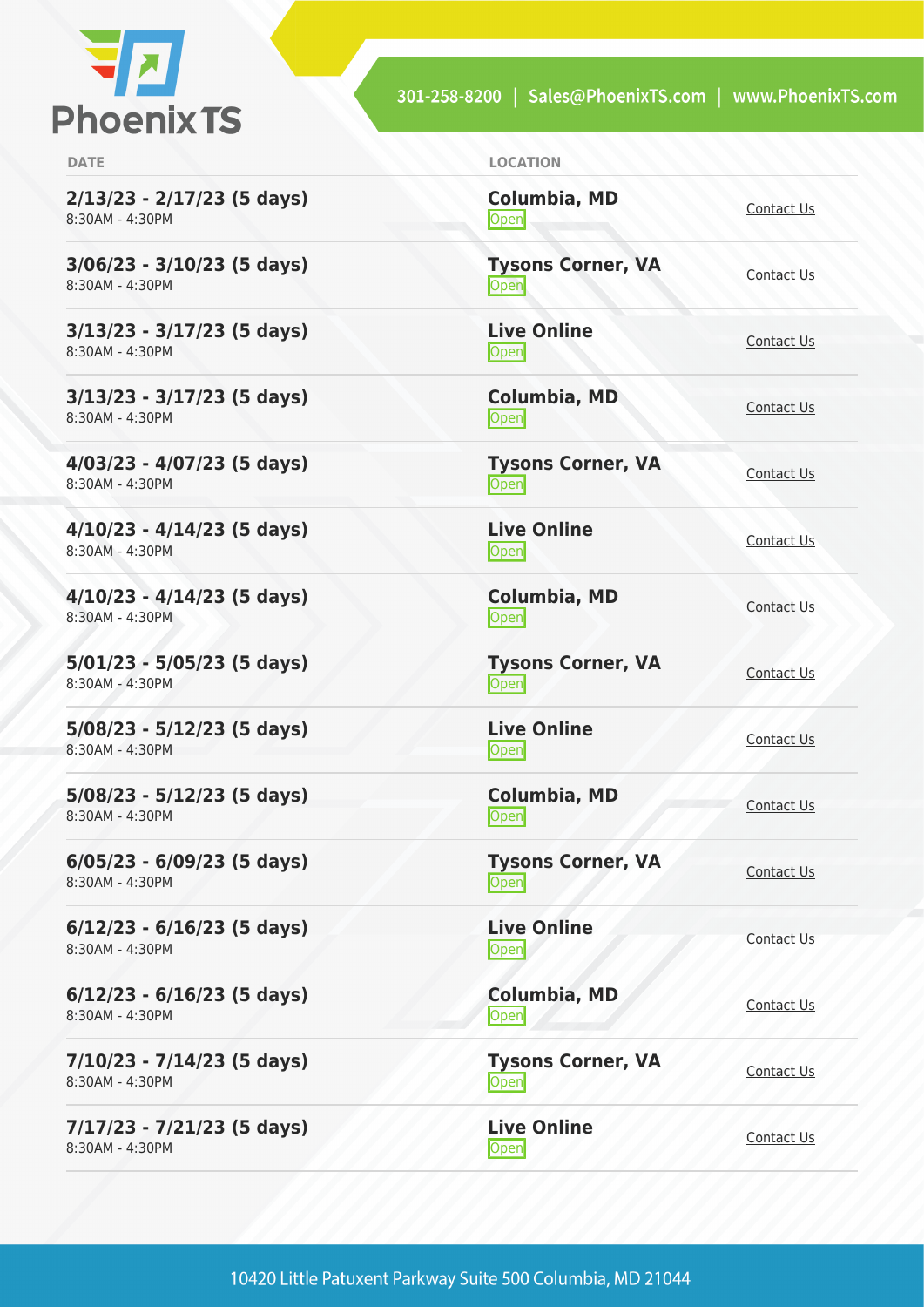| DATE | LOCATION | |
|---|---|---|
| **2/13/23 - 2/17/23 (5 days)**<br>8:30AM - 4:30PM | **Columbia, MD**<br>Open | Contact Us |
| **3/06/23 - 3/10/23 (5 days)**<br>8:30AM - 4:30PM | **Tysons Corner, VA**<br>Open | Contact Us |
| **3/13/23 - 3/17/23 (5 days)**<br>8:30AM - 4:30PM | **Live Online**<br>Open | Contact Us |
| **3/13/23 - 3/17/23 (5 days)**<br>8:30AM - 4:30PM | **Columbia, MD**<br>Open | Contact Us |
| **4/03/23 - 4/07/23 (5 days)**<br>8:30AM - 4:30PM | **Tysons Corner, VA**<br>Open | Contact Us |
| **4/10/23 - 4/14/23 (5 days)**<br>8:30AM - 4:30PM | **Live Online**<br>Open | Contact Us |
| **4/10/23 - 4/14/23 (5 days)**<br>8:30AM - 4:30PM | **Columbia, MD**<br>Open | Contact Us |
| **5/01/23 - 5/05/23 (5 days)**<br>8:30AM - 4:30PM | **Tysons Corner, VA**<br>Open | Contact Us |
| **5/08/23 - 5/12/23 (5 days)**<br>8:30AM - 4:30PM | **Live Online**<br>Open | Contact Us |
| **5/08/23 - 5/12/23 (5 days)**<br>8:30AM - 4:30PM | **Columbia, MD**<br>Open | Contact Us |
| **6/05/23 - 6/09/23 (5 days)**<br>8:30AM - 4:30PM | **Tysons Corner, VA**<br>Open | Contact Us |
| **6/12/23 - 6/16/23 (5 days)**<br>8:30AM - 4:30PM | **Live Online**<br>Open | Contact Us |
| **6/12/23 - 6/16/23 (5 days)**<br>8:30AM - 4:30PM | **Columbia, MD**<br>Open | Contact Us |
| **7/10/23 - 7/14/23 (5 days)**<br>8:30AM - 4:30PM | **Tysons Corner, VA**<br>Open | Contact Us |
| **7/17/23 - 7/21/23 (5 days)**<br>8:30AM - 4:30PM | **Live Online**<br>Open | Contact Us |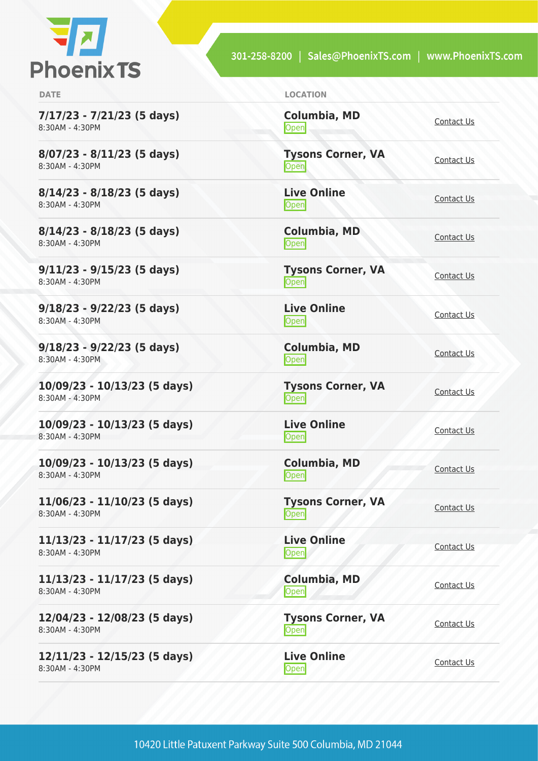| DATE | LOCATION | |
|---|---|---|
| **7/17/23 - 7/21/23 (5 days)**<br>8:30AM - 4:30PM | **Columbia, MD**<br>Open | Contact Us |
| **8/07/23 - 8/11/23 (5 days)**<br>8:30AM - 4:30PM | **Tysons Corner, VA**<br>Open | Contact Us |
| **8/14/23 - 8/18/23 (5 days)**<br>8:30AM - 4:30PM | **Live Online**<br>Open | Contact Us |
| **8/14/23 - 8/18/23 (5 days)**<br>8:30AM - 4:30PM | **Columbia, MD**<br>Open | Contact Us |
| **9/11/23 - 9/15/23 (5 days)**<br>8:30AM - 4:30PM | **Tysons Corner, VA**<br>Open | Contact Us |
| **9/18/23 - 9/22/23 (5 days)**<br>8:30AM - 4:30PM | **Live Online**<br>Open | Contact Us |
| **9/18/23 - 9/22/23 (5 days)**<br>8:30AM - 4:30PM | **Columbia, MD**<br>Open | Contact Us |
| **10/09/23 - 10/13/23 (5 days)**<br>8:30AM - 4:30PM | **Tysons Corner, VA**<br>Open | Contact Us |
| **10/09/23 - 10/13/23 (5 days)**<br>8:30AM - 4:30PM | **Live Online**<br>Open | Contact Us |
| **10/09/23 - 10/13/23 (5 days)**<br>8:30AM - 4:30PM | **Columbia, MD**<br>Open | Contact Us |
| **11/06/23 - 11/10/23 (5 days)**<br>8:30AM - 4:30PM | **Tysons Corner, VA**<br>Open | Contact Us |
| **11/13/23 - 11/17/23 (5 days)**<br>8:30AM - 4:30PM | **Live Online**<br>Open | Contact Us |
| **11/13/23 - 11/17/23 (5 days)**<br>8:30AM - 4:30PM | **Columbia, MD**<br>Open | Contact Us |
| **12/04/23 - 12/08/23 (5 days)**<br>8:30AM - 4:30PM | **Tysons Corner, VA**<br>Open | Contact Us |
| **12/11/23 - 12/15/23 (5 days)**<br>8:30AM - 4:30PM | **Live Online**<br>Open | Contact Us |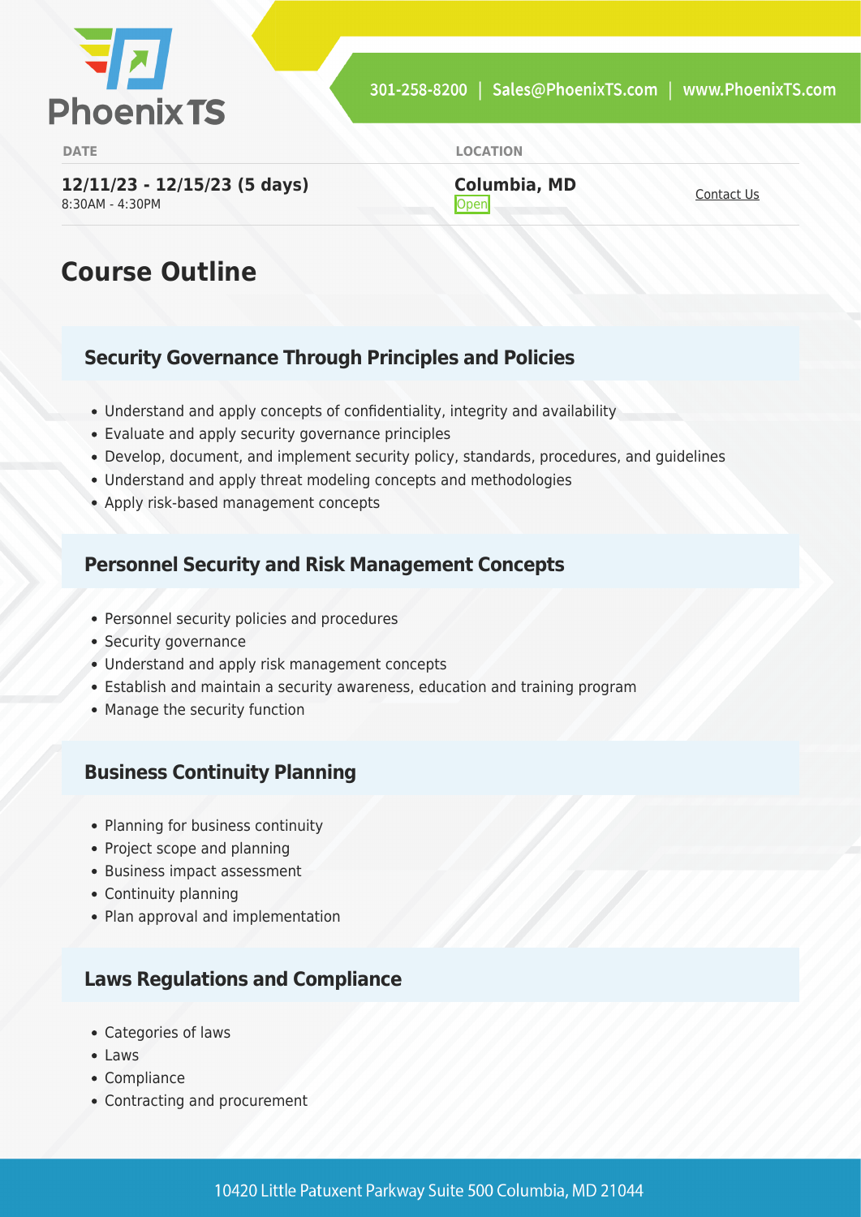| DATE | LOCATION | |
| --- | --- | --- |
| **12/11/23 - 12/15/23 (5 days)** 8:30AM - 4:30PM | **Columbia, MD** Open | Contact Us |

## Course Outline

### Security Governance Through Principles and Policies

- Understand and apply concepts of confidentiality, integrity and availability
- Evaluate and apply security governance principles
- Develop, document, and implement security policy, standards, procedures, and guidelines
- Understand and apply threat modeling concepts and methodologies
- Apply risk-based management concepts

### Personnel Security and Risk Management Concepts

- Personnel security policies and procedures
- Security governance
- Understand and apply risk management concepts
- Establish and maintain a security awareness, education and training program
- Manage the security function

### Business Continuity Planning

- Planning for business continuity
- Project scope and planning
- Business impact assessment
- Continuity planning
- Plan approval and implementation

### Laws Regulations and Compliance

- Categories of laws
- Laws
- Compliance
- Contracting and procurement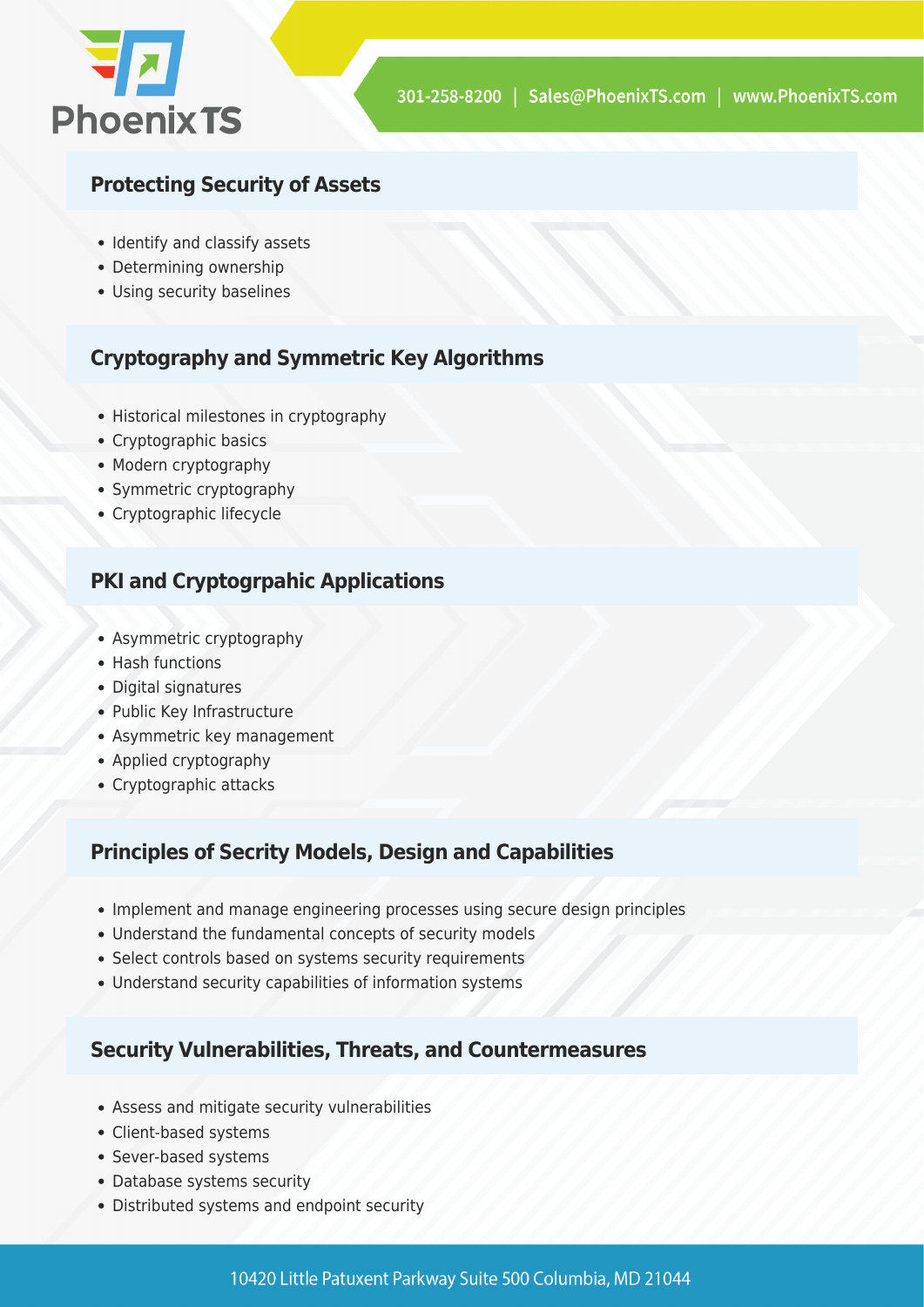## Protecting Security of Assets

- Identify and classify assets
- Determining ownership
- Using security baselines

## Cryptography and Symmetric Key Algorithms

- Historical milestones in cryptography
- Cryptographic basics
- Modern cryptography
- Symmetric cryptography
- Cryptographic lifecycle

## PKI and Cryptogrpahic Applications

- Asymmetric cryptography
- Hash functions
- Digital signatures
- Public Key Infrastructure
- Asymmetric key management
- Applied cryptography
- Cryptographic attacks

## Principles of Secrity Models, Design and Capabilities

- Implement and manage engineering processes using secure design principles
- Understand the fundamental concepts of security models
- Select controls based on systems security requirements
- Understand security capabilities of information systems

## Security Vulnerabilities, Threats, and Countermeasures

- Assess and mitigate security vulnerabilities
- Client-based systems
- Sever-based systems
- Database systems security
- Distributed systems and endpoint security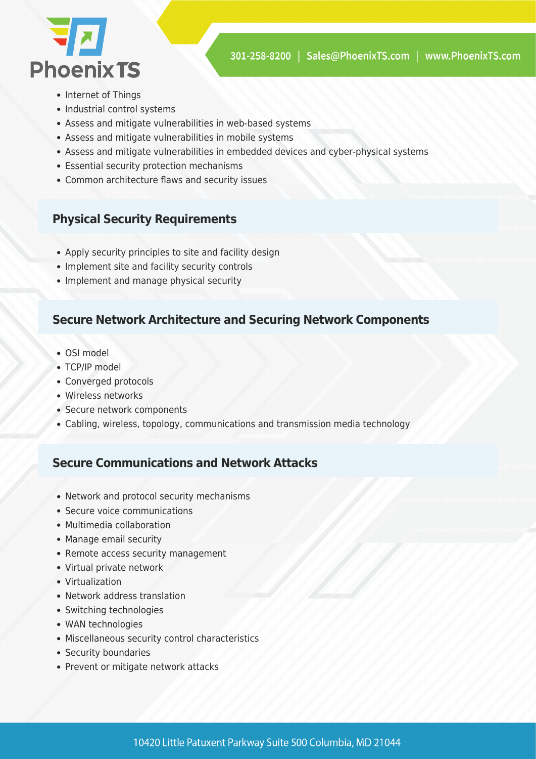- Internet of Things
- Industrial control systems
- Assess and mitigate vulnerabilities in web-based systems
- Assess and mitigate vulnerabilities in mobile systems
- Assess and mitigate vulnerabilities in embedded devices and cyber-physical systems
- Essential security protection mechanisms
- Common architecture flaws and security issues

### Physical Security Requirements

- Apply security principles to site and facility design
- Implement site and facility security controls
- Implement and manage physical security

### Secure Network Architecture and Securing Network Components

- OSI model
- TCP/IP model
- Converged protocols
- Wireless networks
- Secure network components
- Cabling, wireless, topology, communications and transmission media technology

### Secure Communications and Network Attacks

- Network and protocol security mechanisms
- Secure voice communications
- Multimedia collaboration
- Manage email security
- Remote access security management
- Virtual private network
- Virtualization
- Network address translation
- Switching technologies
- WAN technologies
- Miscellaneous security control characteristics
- Security boundaries
- Prevent or mitigate network attacks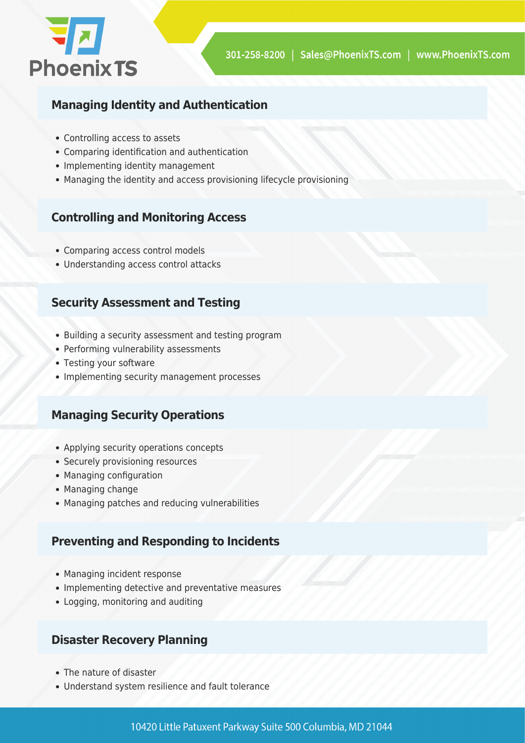## Managing Identity and Authentication

- Controlling access to assets
- Comparing identification and authentication
- Implementing identity management
- Managing the identity and access provisioning lifecycle provisioning

## Controlling and Monitoring Access

- Comparing access control models
- Understanding access control attacks

## Security Assessment and Testing

- Building a security assessment and testing program
- Performing vulnerability assessments
- Testing your software
- Implementing security management processes

## Managing Security Operations

- Applying security operations concepts
- Securely provisioning resources
- Managing configuration
- Managing change
- Managing patches and reducing vulnerabilities

## Preventing and Responding to Incidents

- Managing incident response
- Implementing detective and preventative measures
- Logging, monitoring and auditing

## Disaster Recovery Planning

- The nature of disaster
- Understand system resilience and fault tolerance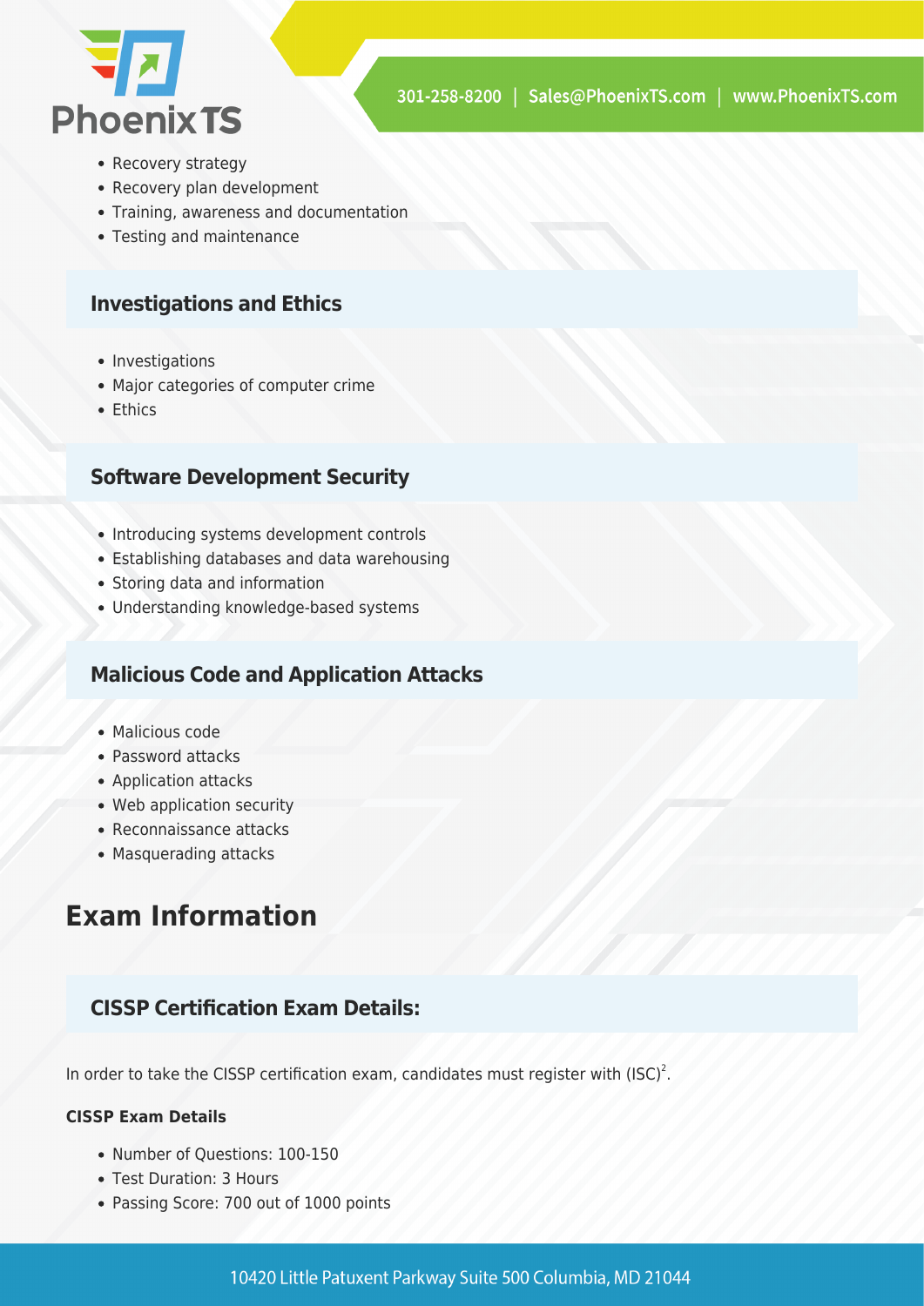- Recovery strategy
- Recovery plan development
- Training, awareness and documentation
- Testing and maintenance

### Investigations and Ethics

- Investigations
- Major categories of computer crime
- Ethics

### Software Development Security

- Introducing systems development controls
- Establishing databases and data warehousing
- Storing data and information
- Understanding knowledge-based systems

### Malicious Code and Application Attacks

- Malicious code
- Password attacks
- Application attacks
- Web application security
- Reconnaissance attacks
- Masquerading attacks

## Exam Information

### CISSP Certification Exam Details:

In order to take the CISSP certification exam, candidates must register with (ISC)².

**CISSP Exam Details**

- Number of Questions: 100-150
- Test Duration: 3 Hours
- Passing Score: 700 out of 1000 points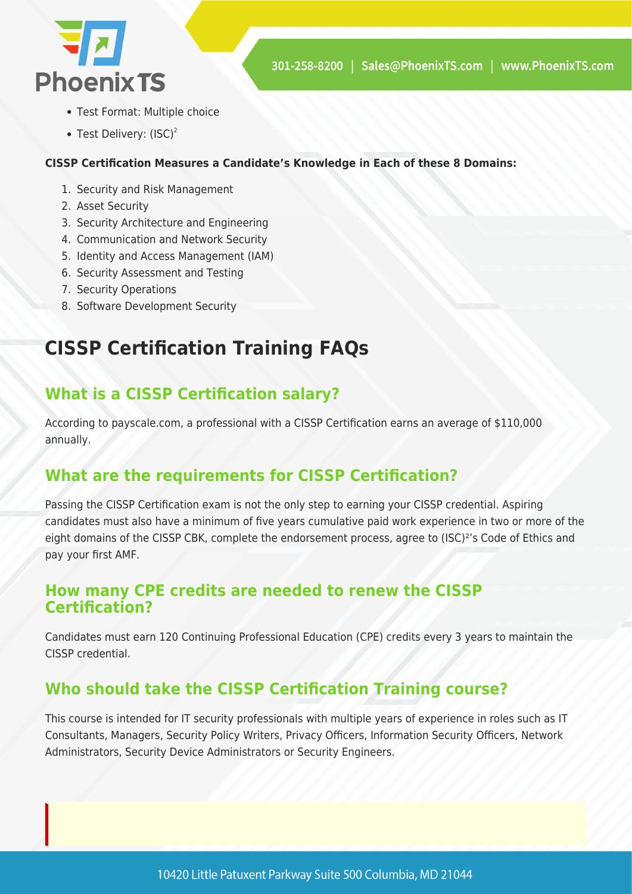- Test Format: Multiple choice
- Test Delivery: (ISC)²

**CISSP Certification Measures a Candidate's Knowledge in Each of these 8 Domains:**

1. Security and Risk Management
2. Asset Security
3. Security Architecture and Engineering
4. Communication and Network Security
5. Identity and Access Management (IAM)
6. Security Assessment and Testing
7. Security Operations
8. Software Development Security

# CISSP Certification Training FAQs

## What is a CISSP Certification salary?

According to payscale.com, a professional with a CISSP Certification earns an average of $110,000 annually.

## What are the requirements for CISSP Certification?

Passing the CISSP Certification exam is not the only step to earning your CISSP credential. Aspiring candidates must also have a minimum of five years cumulative paid work experience in two or more of the eight domains of the CISSP CBK, complete the endorsement process, agree to (ISC)²'s Code of Ethics and pay your first AMF.

## How many CPE credits are needed to renew the CISSP Certification?

Candidates must earn 120 Continuing Professional Education (CPE) credits every 3 years to maintain the CISSP credential.

## Who should take the CISSP Certification Training course?

This course is intended for IT security professionals with multiple years of experience in roles such as IT Consultants, Managers, Security Policy Writers, Privacy Officers, Information Security Officers, Network Administrators, Security Device Administrators or Security Engineers.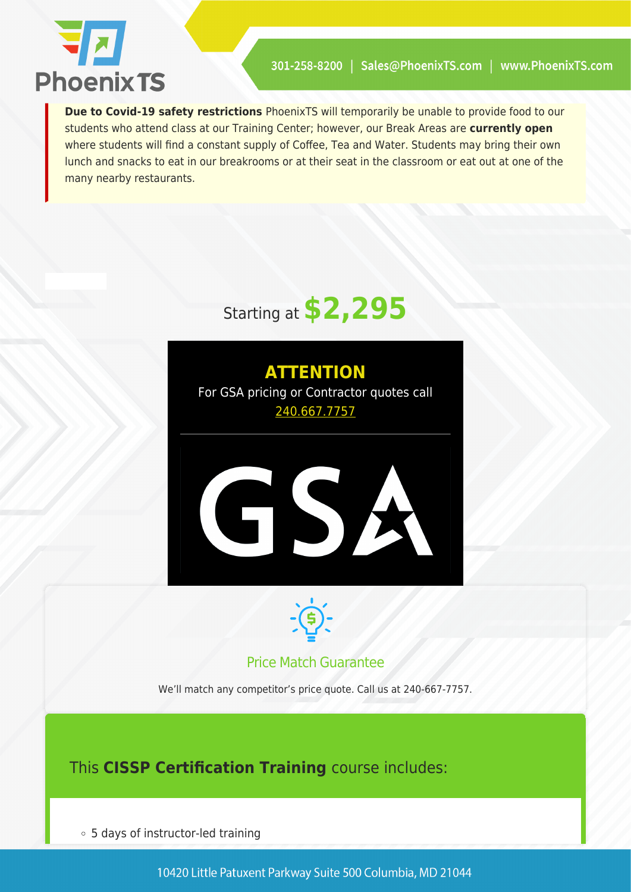**Due to Covid-19 safety restrictions** PhoenixTS will temporarily be unable to provide food to our students who attend class at our Training Center; however, our Break Areas are **currently open** where students will find a constant supply of Coffee, Tea and Water. Students may bring their own lunch and snacks to eat in our breakrooms or at their seat in the classroom or eat out at one of the many nearby restaurants.

Starting at **$2,295**

**ATTENTION**

For GSA pricing or Contractor quotes call 240.667.7757

GSA

Price Match Guarantee

We'll match any competitor's price quote. Call us at 240-667-7757.

## This **CISSP Certification Training** course includes:

- 5 days of instructor-led training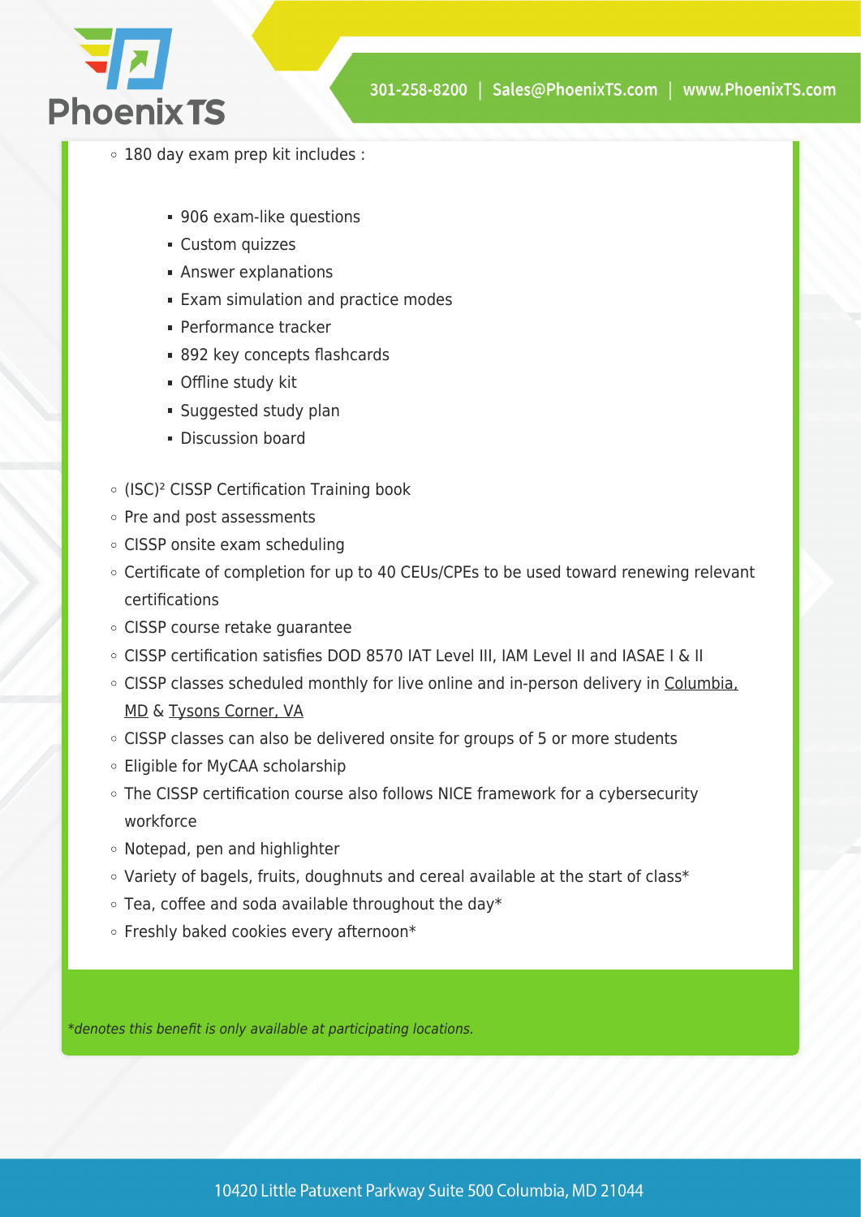- 180 day exam prep kit includes :
  - 906 exam-like questions
  - Custom quizzes
  - Answer explanations
  - Exam simulation and practice modes
  - Performance tracker
  - 892 key concepts flashcards
  - Offline study kit
  - Suggested study plan
  - Discussion board
- (ISC)² CISSP Certification Training book
- Pre and post assessments
- CISSP onsite exam scheduling
- Certificate of completion for up to 40 CEUs/CPEs to be used toward renewing relevant certifications
- CISSP course retake guarantee
- CISSP certification satisfies DOD 8570 IAT Level III, IAM Level II and IASAE I & II
- CISSP classes scheduled monthly for live online and in-person delivery in Columbia, MD & Tysons Corner, VA
- CISSP classes can also be delivered onsite for groups of 5 or more students
- Eligible for MyCAA scholarship
- The CISSP certification course also follows NICE framework for a cybersecurity workforce
- Notepad, pen and highlighter
- Variety of bagels, fruits, doughnuts and cereal available at the start of class*
- Tea, coffee and soda available throughout the day*
- Freshly baked cookies every afternoon*

*\*denotes this benefit is only available at participating locations.*